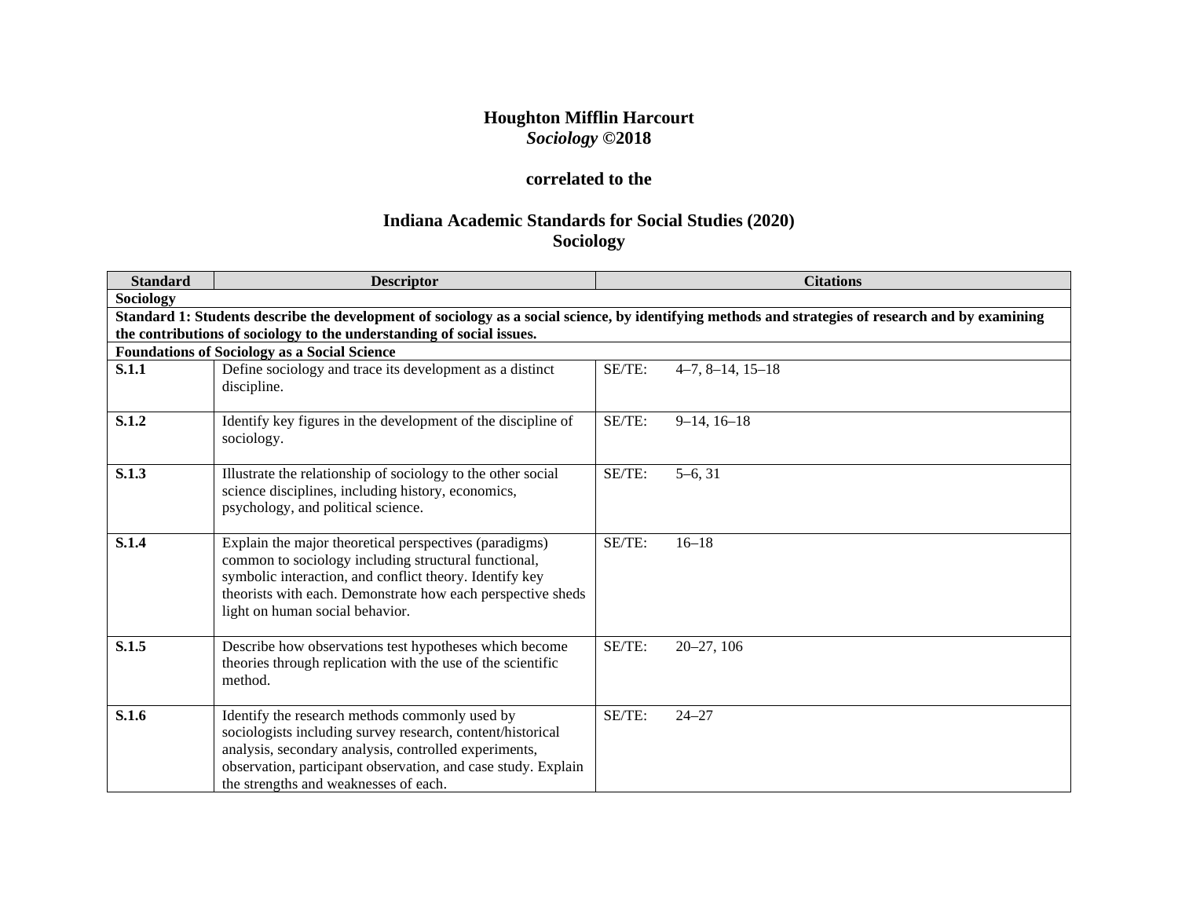**Houghton Mifflin Harcourt**
***Sociology* ©2018**

**correlated to the**

**Indiana Academic Standards for Social Studies (2020)**
**Sociology**

| Standard | Descriptor | Citations |
|---|---|---|
| **Sociology** | | |
| **Standard 1: Students describe the development of sociology as a social science, by identifying methods and strategies of research and by examining the contributions of sociology to the understanding of social issues.** | | |
| **Foundations of Sociology as a Social Science** | | |
| **S.1.1** | Define sociology and trace its development as a distinct discipline. | SE/TE: 4–7, 8–14, 15–18 |
| **S.1.2** | Identify key figures in the development of the discipline of sociology. | SE/TE: 9–14, 16–18 |
| **S.1.3** | Illustrate the relationship of sociology to the other social science disciplines, including history, economics, psychology, and political science. | SE/TE: 5–6, 31 |
| **S.1.4** | Explain the major theoretical perspectives (paradigms) common to sociology including structural functional, symbolic interaction, and conflict theory. Identify key theorists with each. Demonstrate how each perspective sheds light on human social behavior. | SE/TE: 16–18 |
| **S.1.5** | Describe how observations test hypotheses which become theories through replication with the use of the scientific method. | SE/TE: 20–27, 106 |
| **S.1.6** | Identify the research methods commonly used by sociologists including survey research, content/historical analysis, secondary analysis, controlled experiments, observation, participant observation, and case study. Explain the strengths and weaknesses of each. | SE/TE: 24–27 |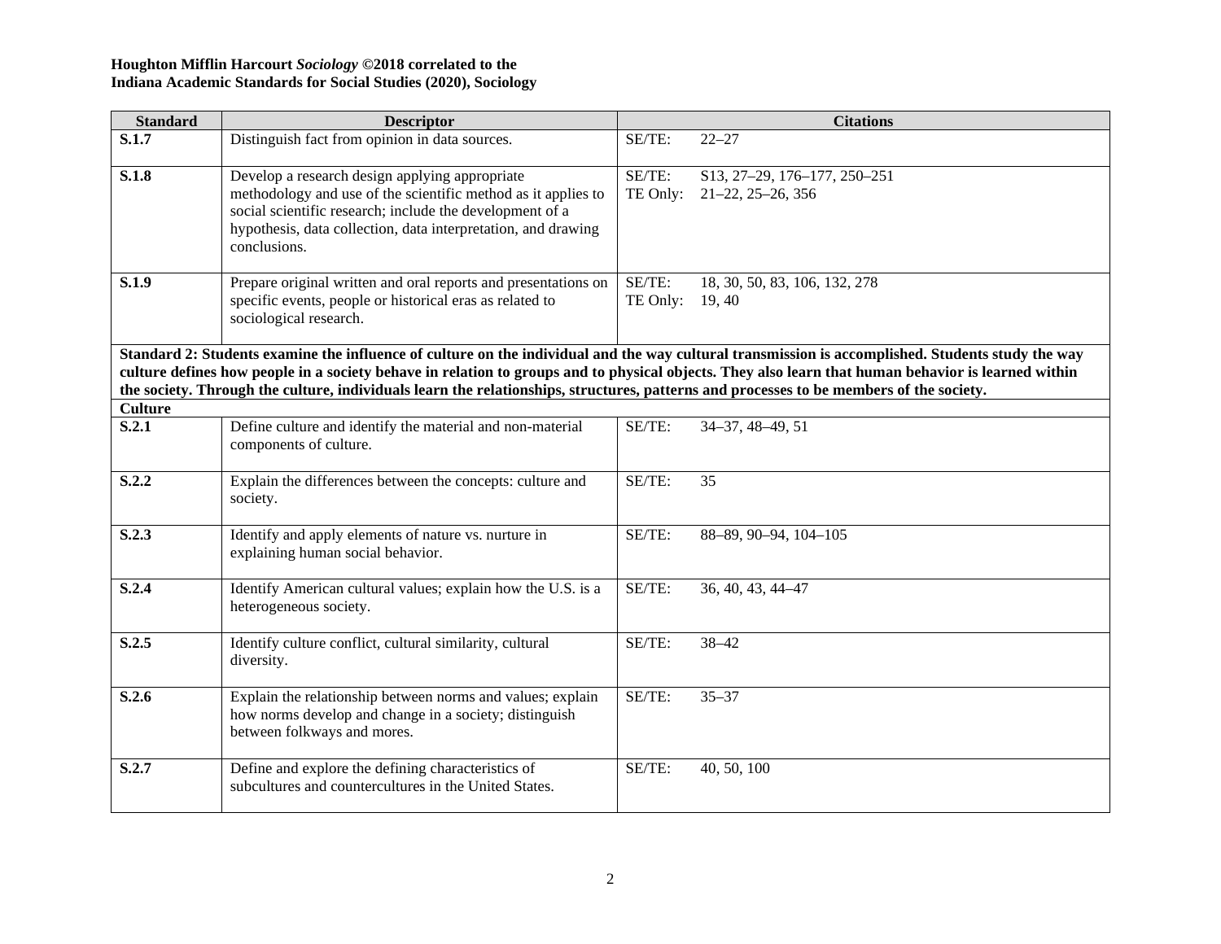**Houghton Mifflin Harcourt *Sociology* ©2018 correlated to the**
**Indiana Academic Standards for Social Studies (2020), Sociology**

| Standard | Descriptor | Citations |
|---|---|---|
| **S.1.7** | Distinguish fact from opinion in data sources. | SE/TE: 22–27 |
| **S.1.8** | Develop a research design applying appropriate methodology and use of the scientific method as it applies to social scientific research; include the development of a hypothesis, data collection, data interpretation, and drawing conclusions. | SE/TE: S13, 27–29, 176–177, 250–251<br>TE Only: 21–22, 25–26, 356 |
| **S.1.9** | Prepare original written and oral reports and presentations on specific events, people or historical eras as related to sociological research. | SE/TE: 18, 30, 50, 83, 106, 132, 278<br>TE Only: 19, 40 |
| **Standard 2: Students examine the influence of culture on the individual and the way cultural transmission is accomplished. Students study the way culture defines how people in a society behave in relation to groups and to physical objects. They also learn that human behavior is learned within the society. Through the culture, individuals learn the relationships, structures, patterns and processes to be members of the society.** | | |
| **Culture** | | |
| **S.2.1** | Define culture and identify the material and non-material components of culture. | SE/TE: 34–37, 48–49, 51 |
| **S.2.2** | Explain the differences between the concepts: culture and society. | SE/TE: 35 |
| **S.2.3** | Identify and apply elements of nature vs. nurture in explaining human social behavior. | SE/TE: 88–89, 90–94, 104–105 |
| **S.2.4** | Identify American cultural values; explain how the U.S. is a heterogeneous society. | SE/TE: 36, 40, 43, 44–47 |
| **S.2.5** | Identify culture conflict, cultural similarity, cultural diversity. | SE/TE: 38–42 |
| **S.2.6** | Explain the relationship between norms and values; explain how norms develop and change in a society; distinguish between folkways and mores. | SE/TE: 35–37 |
| **S.2.7** | Define and explore the defining characteristics of subcultures and countercultures in the United States. | SE/TE: 40, 50, 100 |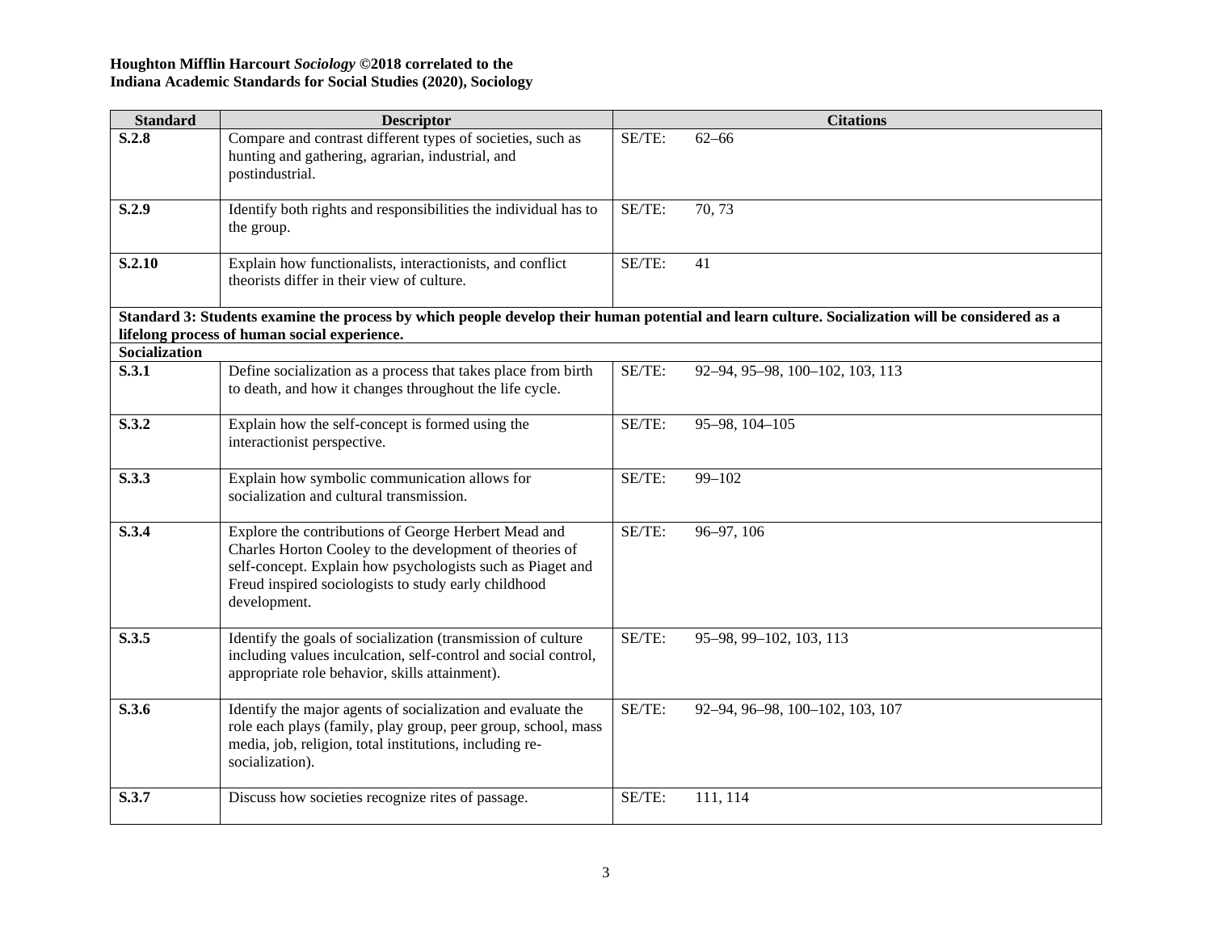**Houghton Mifflin Harcourt *Sociology* ©2018 correlated to the**
**Indiana Academic Standards for Social Studies (2020), Sociology**

| Standard | Descriptor | Citations | |
|---|---|---|---|
| **S.2.8** | Compare and contrast different types of societies, such as hunting and gathering, agrarian, industrial, and postindustrial. | SE/TE: | 62–66 |
| **S.2.9** | Identify both rights and responsibilities the individual has to the group. | SE/TE: | 70, 73 |
| **S.2.10** | Explain how functionalists, interactionists, and conflict theorists differ in their view of culture. | SE/TE: | 41 |
| **Standard 3: Students examine the process by which people develop their human potential and learn culture. Socialization will be considered as a lifelong process of human social experience.** | | | |
| **Socialization** | | | |
| **S.3.1** | Define socialization as a process that takes place from birth to death, and how it changes throughout the life cycle. | SE/TE: | 92–94, 95–98, 100–102, 103, 113 |
| **S.3.2** | Explain how the self-concept is formed using the interactionist perspective. | SE/TE: | 95–98, 104–105 |
| **S.3.3** | Explain how symbolic communication allows for socialization and cultural transmission. | SE/TE: | 99–102 |
| **S.3.4** | Explore the contributions of George Herbert Mead and Charles Horton Cooley to the development of theories of self-concept. Explain how psychologists such as Piaget and Freud inspired sociologists to study early childhood development. | SE/TE: | 96–97, 106 |
| **S.3.5** | Identify the goals of socialization (transmission of culture including values inculcation, self-control and social control, appropriate role behavior, skills attainment). | SE/TE: | 95–98, 99–102, 103, 113 |
| **S.3.6** | Identify the major agents of socialization and evaluate the role each plays (family, play group, peer group, school, mass media, job, religion, total institutions, including re-socialization). | SE/TE: | 92–94, 96–98, 100–102, 103, 107 |
| **S.3.7** | Discuss how societies recognize rites of passage. | SE/TE: | 111, 114 |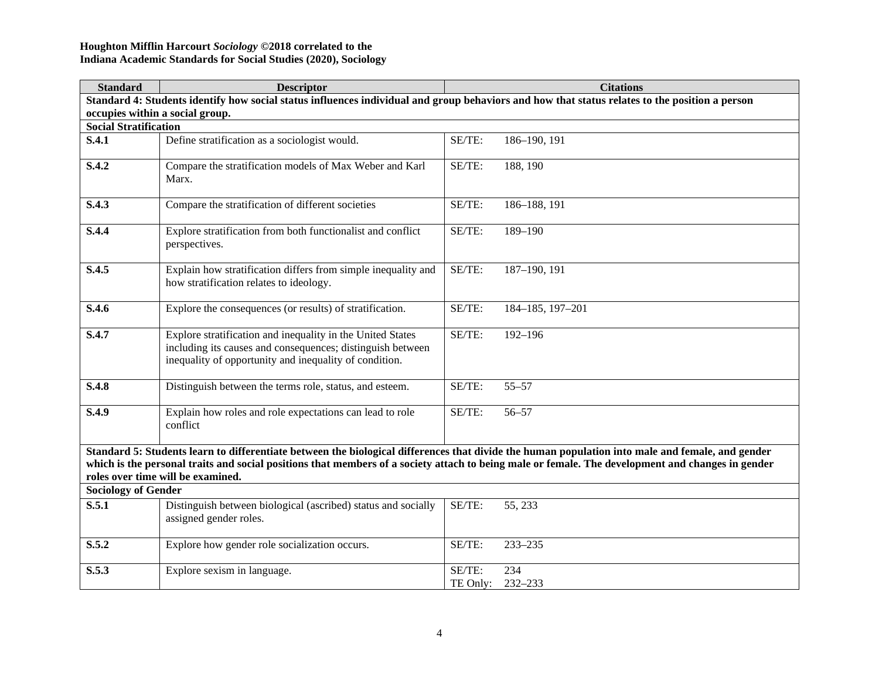**Houghton Mifflin Harcourt *Sociology* ©2018 correlated to the**
**Indiana Academic Standards for Social Studies (2020), Sociology**

| Standard | Descriptor | Citations |
|---|---|---|
| **Standard 4: Students identify how social status influences individual and group behaviors and how that status relates to the position a person occupies within a social group.** | | |
| **Social Stratification** | | |
| **S.4.1** | Define stratification as a sociologist would. | SE/TE: 186–190, 191 |
| **S.4.2** | Compare the stratification models of Max Weber and Karl Marx. | SE/TE: 188, 190 |
| **S.4.3** | Compare the stratification of different societies | SE/TE: 186–188, 191 |
| **S.4.4** | Explore stratification from both functionalist and conflict perspectives. | SE/TE: 189–190 |
| **S.4.5** | Explain how stratification differs from simple inequality and how stratification relates to ideology. | SE/TE: 187–190, 191 |
| **S.4.6** | Explore the consequences (or results) of stratification. | SE/TE: 184–185, 197–201 |
| **S.4.7** | Explore stratification and inequality in the United States including its causes and consequences; distinguish between inequality of opportunity and inequality of condition. | SE/TE: 192–196 |
| **S.4.8** | Distinguish between the terms role, status, and esteem. | SE/TE: 55–57 |
| **S.4.9** | Explain how roles and role expectations can lead to role conflict | SE/TE: 56–57 |
| **Standard 5: Students learn to differentiate between the biological differences that divide the human population into male and female, and gender which is the personal traits and social positions that members of a society attach to being male or female. The development and changes in gender roles over time will be examined.** | | |
| **Sociology of Gender** | | |
| **S.5.1** | Distinguish between biological (ascribed) status and socially assigned gender roles. | SE/TE: 55, 233 |
| **S.5.2** | Explore how gender role socialization occurs. | SE/TE: 233–235 |
| **S.5.3** | Explore sexism in language. | SE/TE: 234<br>TE Only: 232–233 |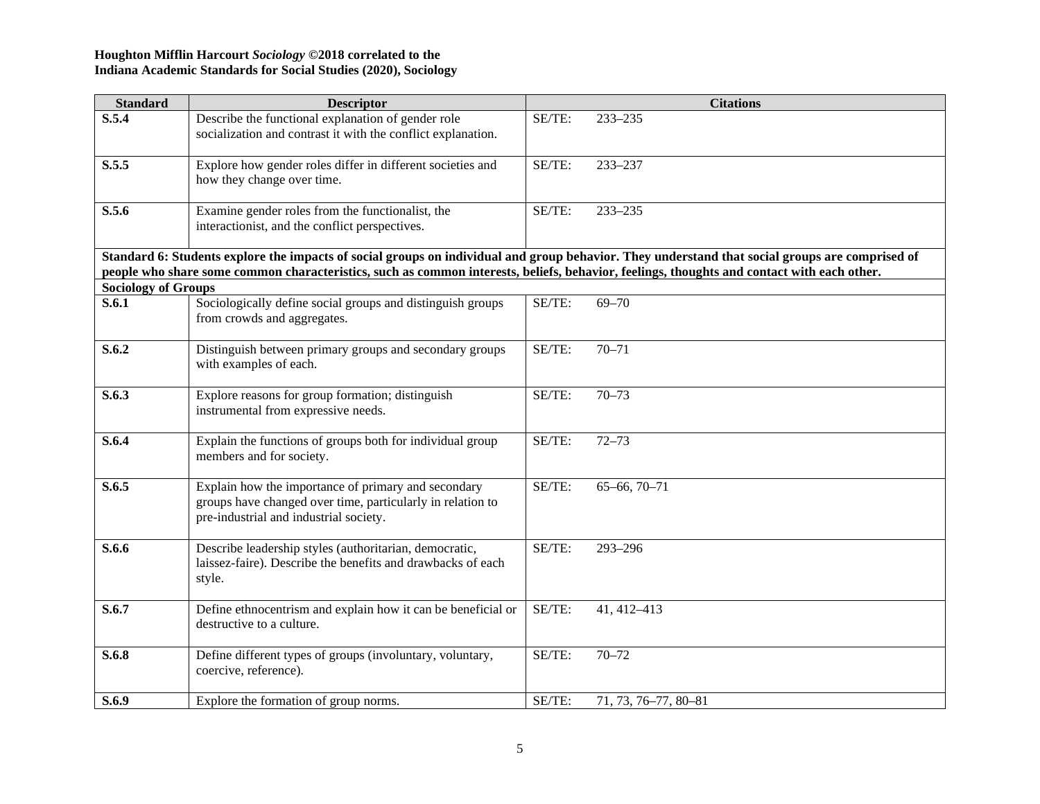**Houghton Mifflin Harcourt *Sociology* ©2018 correlated to the**
**Indiana Academic Standards for Social Studies (2020), Sociology**

| Standard | Descriptor | Citations |
|---|---|---|
| **S.5.4** | Describe the functional explanation of gender role socialization and contrast it with the conflict explanation. | SE/TE: 233–235 |
| **S.5.5** | Explore how gender roles differ in different societies and how they change over time. | SE/TE: 233–237 |
| **S.5.6** | Examine gender roles from the functionalist, the interactionist, and the conflict perspectives. | SE/TE: 233–235 |
| **Standard 6: Students explore the impacts of social groups on individual and group behavior. They understand that social groups are comprised of people who share some common characteristics, such as common interests, beliefs, behavior, feelings, thoughts and contact with each other.** | | |
| **Sociology of Groups** | | |
| **S.6.1** | Sociologically define social groups and distinguish groups from crowds and aggregates. | SE/TE: 69–70 |
| **S.6.2** | Distinguish between primary groups and secondary groups with examples of each. | SE/TE: 70–71 |
| **S.6.3** | Explore reasons for group formation; distinguish instrumental from expressive needs. | SE/TE: 70–73 |
| **S.6.4** | Explain the functions of groups both for individual group members and for society. | SE/TE: 72–73 |
| **S.6.5** | Explain how the importance of primary and secondary groups have changed over time, particularly in relation to pre-industrial and industrial society. | SE/TE: 65–66, 70–71 |
| **S.6.6** | Describe leadership styles (authoritarian, democratic, laissez-faire). Describe the benefits and drawbacks of each style. | SE/TE: 293–296 |
| **S.6.7** | Define ethnocentrism and explain how it can be beneficial or destructive to a culture. | SE/TE: 41, 412–413 |
| **S.6.8** | Define different types of groups (involuntary, voluntary, coercive, reference). | SE/TE: 70–72 |
| **S.6.9** | Explore the formation of group norms. | SE/TE: 71, 73, 76–77, 80–81 |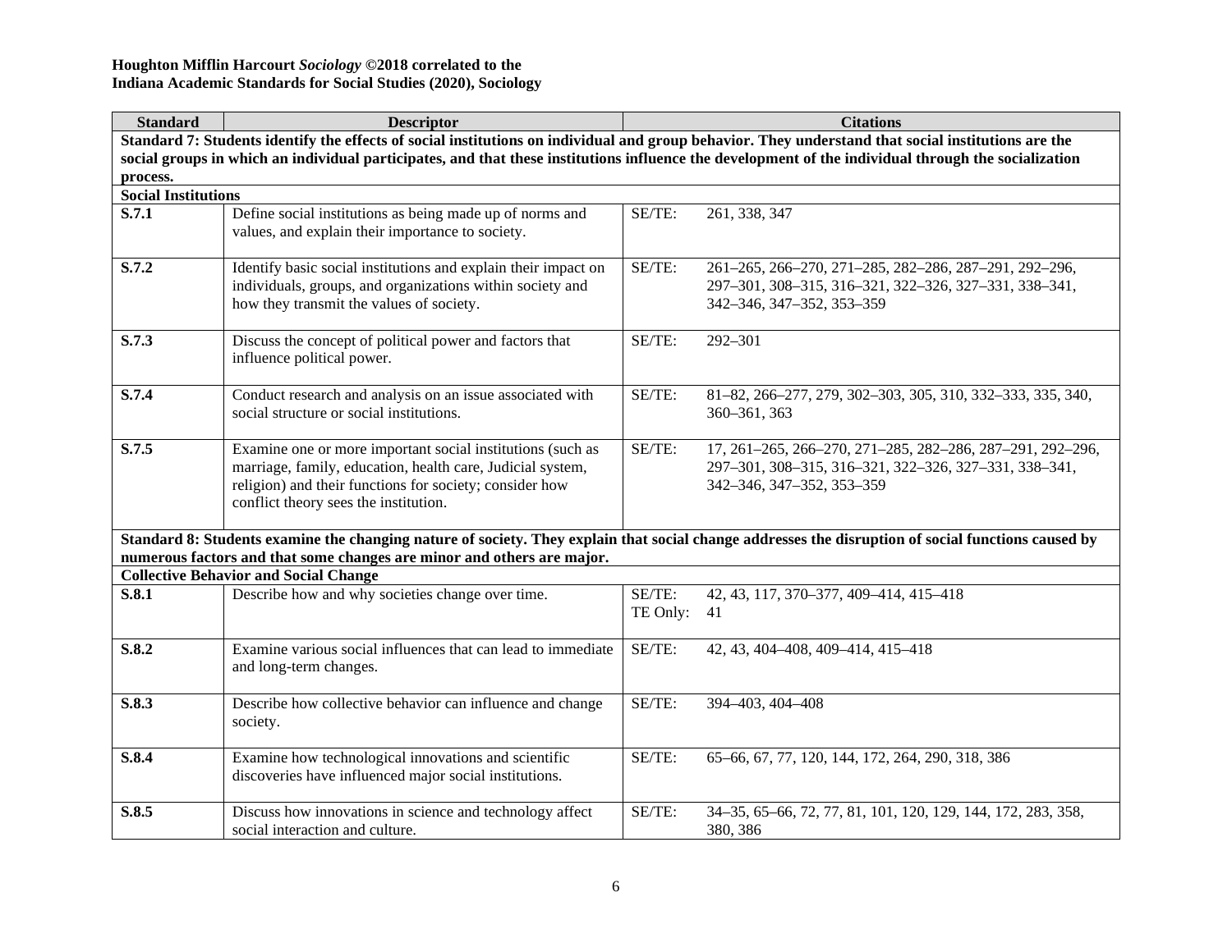**Houghton Mifflin Harcourt *Sociology* ©2018 correlated to the**
**Indiana Academic Standards for Social Studies (2020), Sociology**

| Standard | Descriptor | Citations | |
|---|---|---|---|
| **Standard 7: Students identify the effects of social institutions on individual and group behavior. They understand that social institutions are the social groups in which an individual participates, and that these institutions influence the development of the individual through the socialization process.** | | | |
| **Social Institutions** | | | |
| **S.7.1** | Define social institutions as being made up of norms and values, and explain their importance to society. | SE/TE: | 261, 338, 347 |
| **S.7.2** | Identify basic social institutions and explain their impact on individuals, groups, and organizations within society and how they transmit the values of society. | SE/TE: | 261–265, 266–270, 271–285, 282–286, 287–291, 292–296, 297–301, 308–315, 316–321, 322–326, 327–331, 338–341, 342–346, 347–352, 353–359 |
| **S.7.3** | Discuss the concept of political power and factors that influence political power. | SE/TE: | 292–301 |
| **S.7.4** | Conduct research and analysis on an issue associated with social structure or social institutions. | SE/TE: | 81–82, 266–277, 279, 302–303, 305, 310, 332–333, 335, 340, 360–361, 363 |
| **S.7.5** | Examine one or more important social institutions (such as marriage, family, education, health care, Judicial system, religion) and their functions for society; consider how conflict theory sees the institution. | SE/TE: | 17, 261–265, 266–270, 271–285, 282–286, 287–291, 292–296, 297–301, 308–315, 316–321, 322–326, 327–331, 338–341, 342–346, 347–352, 353–359 |
| **Standard 8: Students examine the changing nature of society. They explain that social change addresses the disruption of social functions caused by numerous factors and that some changes are minor and others are major.** | | | |
| **Collective Behavior and Social Change** | | | |
| **S.8.1** | Describe how and why societies change over time. | SE/TE:<br>TE Only: | 42, 43, 117, 370–377, 409–414, 415–418<br>41 |
| **S.8.2** | Examine various social influences that can lead to immediate and long-term changes. | SE/TE: | 42, 43, 404–408, 409–414, 415–418 |
| **S.8.3** | Describe how collective behavior can influence and change society. | SE/TE: | 394–403, 404–408 |
| **S.8.4** | Examine how technological innovations and scientific discoveries have influenced major social institutions. | SE/TE: | 65–66, 67, 77, 120, 144, 172, 264, 290, 318, 386 |
| **S.8.5** | Discuss how innovations in science and technology affect social interaction and culture. | SE/TE: | 34–35, 65–66, 72, 77, 81, 101, 120, 129, 144, 172, 283, 358, 380, 386 |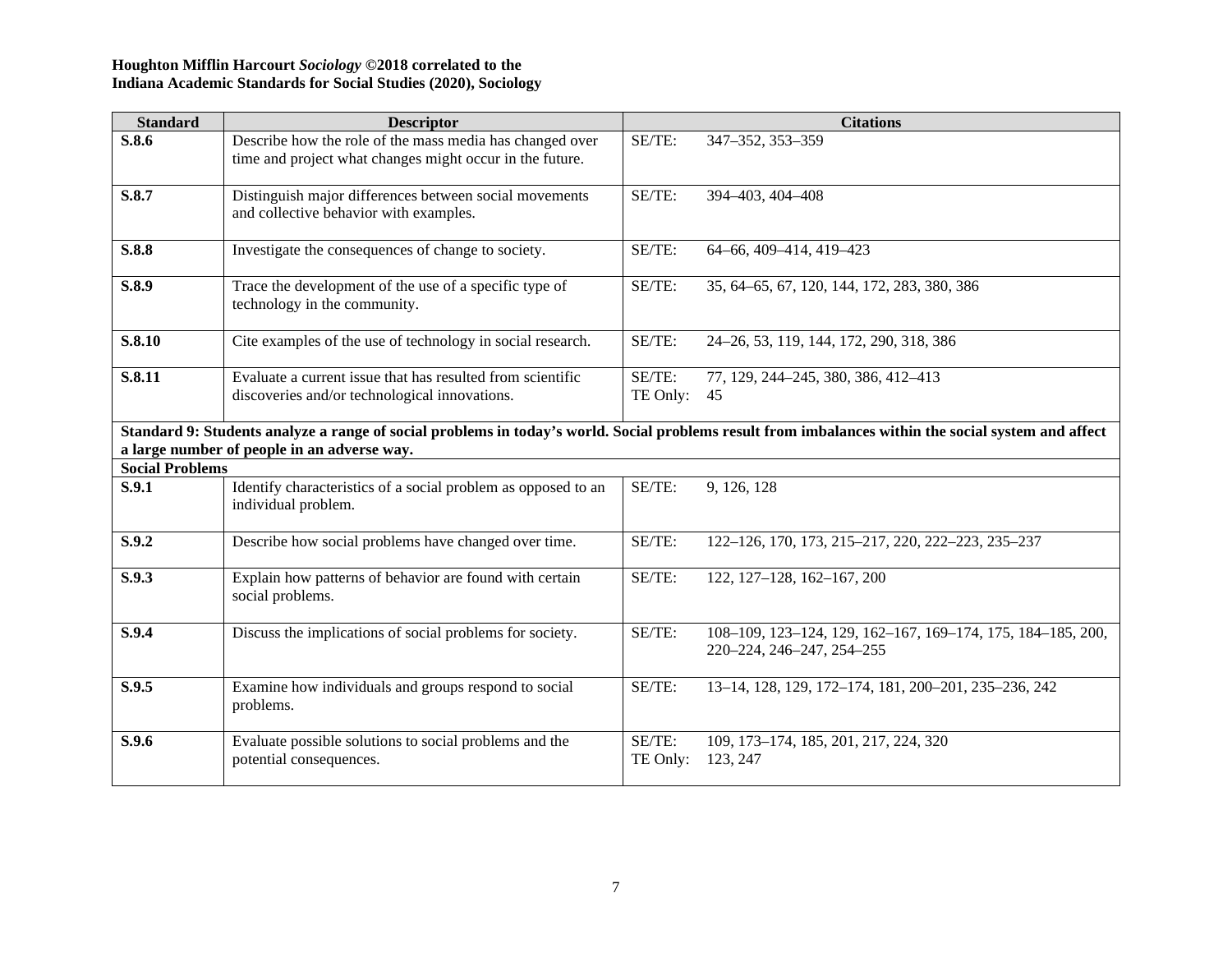**Houghton Mifflin Harcourt *Sociology* ©2018 correlated to the**
**Indiana Academic Standards for Social Studies (2020), Sociology**

| Standard | Descriptor | Citations |
|---|---|---|
| **S.8.6** | Describe how the role of the mass media has changed over time and project what changes might occur in the future. | SE/TE: 347–352, 353–359 |
| **S.8.7** | Distinguish major differences between social movements and collective behavior with examples. | SE/TE: 394–403, 404–408 |
| **S.8.8** | Investigate the consequences of change to society. | SE/TE: 64–66, 409–414, 419–423 |
| **S.8.9** | Trace the development of the use of a specific type of technology in the community. | SE/TE: 35, 64–65, 67, 120, 144, 172, 283, 380, 386 |
| **S.8.10** | Cite examples of the use of technology in social research. | SE/TE: 24–26, 53, 119, 144, 172, 290, 318, 386 |
| **S.8.11** | Evaluate a current issue that has resulted from scientific discoveries and/or technological innovations. | SE/TE: 77, 129, 244–245, 380, 386, 412–413<br>TE Only: 45 |
| **Standard 9: Students analyze a range of social problems in today's world. Social problems result from imbalances within the social system and affect a large number of people in an adverse way.** | | |
| **Social Problems** | | |
| **S.9.1** | Identify characteristics of a social problem as opposed to an individual problem. | SE/TE: 9, 126, 128 |
| **S.9.2** | Describe how social problems have changed over time. | SE/TE: 122–126, 170, 173, 215–217, 220, 222–223, 235–237 |
| **S.9.3** | Explain how patterns of behavior are found with certain social problems. | SE/TE: 122, 127–128, 162–167, 200 |
| **S.9.4** | Discuss the implications of social problems for society. | SE/TE: 108–109, 123–124, 129, 162–167, 169–174, 175, 184–185, 200, 220–224, 246–247, 254–255 |
| **S.9.5** | Examine how individuals and groups respond to social problems. | SE/TE: 13–14, 128, 129, 172–174, 181, 200–201, 235–236, 242 |
| **S.9.6** | Evaluate possible solutions to social problems and the potential consequences. | SE/TE: 109, 173–174, 185, 201, 217, 224, 320<br>TE Only: 123, 247 |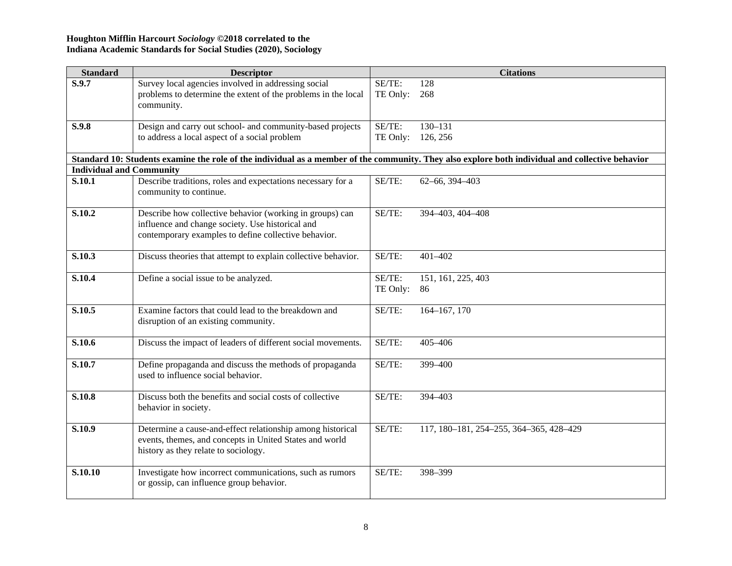**Houghton Mifflin Harcourt *Sociology* ©2018 correlated to the**
**Indiana Academic Standards for Social Studies (2020), Sociology**

| Standard | Descriptor | Citations |
|---|---|---|
| **S.9.7** | Survey local agencies involved in addressing social problems to determine the extent of the problems in the local community. | SE/TE: 128<br>TE Only: 268 |
| **S.9.8** | Design and carry out school- and community-based projects to address a local aspect of a social problem | SE/TE: 130–131<br>TE Only: 126, 256 |
| **Standard 10: Students examine the role of the individual as a member of the community. They also explore both individual and collective behavior** | | |
| **Individual and Community** | | |
| **S.10.1** | Describe traditions, roles and expectations necessary for a community to continue. | SE/TE: 62–66, 394–403 |
| **S.10.2** | Describe how collective behavior (working in groups) can influence and change society. Use historical and contemporary examples to define collective behavior. | SE/TE: 394–403, 404–408 |
| **S.10.3** | Discuss theories that attempt to explain collective behavior. | SE/TE: 401–402 |
| **S.10.4** | Define a social issue to be analyzed. | SE/TE: 151, 161, 225, 403<br>TE Only: 86 |
| **S.10.5** | Examine factors that could lead to the breakdown and disruption of an existing community. | SE/TE: 164–167, 170 |
| **S.10.6** | Discuss the impact of leaders of different social movements. | SE/TE: 405–406 |
| **S.10.7** | Define propaganda and discuss the methods of propaganda used to influence social behavior. | SE/TE: 399–400 |
| **S.10.8** | Discuss both the benefits and social costs of collective behavior in society. | SE/TE: 394–403 |
| **S.10.9** | Determine a cause-and-effect relationship among historical events, themes, and concepts in United States and world history as they relate to sociology. | SE/TE: 117, 180–181, 254–255, 364–365, 428–429 |
| **S.10.10** | Investigate how incorrect communications, such as rumors or gossip, can influence group behavior. | SE/TE: 398–399 |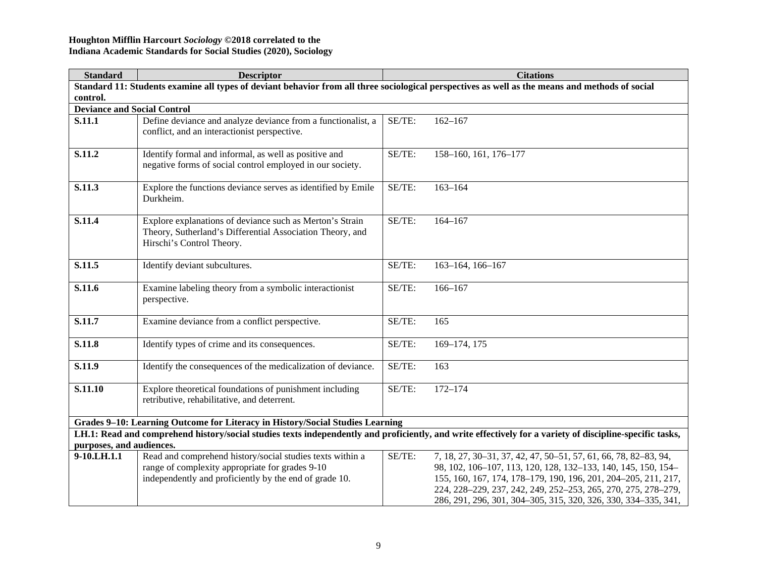**Houghton Mifflin Harcourt *Sociology* ©2018 correlated to the**
**Indiana Academic Standards for Social Studies (2020), Sociology**

| Standard | Descriptor | Citations | |
|---|---|---|---|
| **Standard 11: Students examine all types of deviant behavior from all three sociological perspectives as well as the means and methods of social control.** | | | |
| **Deviance and Social Control** | | | |
| **S.11.1** | Define deviance and analyze deviance from a functionalist, a conflict, and an interactionist perspective. | SE/TE: | 162–167 |
| **S.11.2** | Identify formal and informal, as well as positive and negative forms of social control employed in our society. | SE/TE: | 158–160, 161, 176–177 |
| **S.11.3** | Explore the functions deviance serves as identified by Emile Durkheim. | SE/TE: | 163–164 |
| **S.11.4** | Explore explanations of deviance such as Merton's Strain Theory, Sutherland's Differential Association Theory, and Hirschi's Control Theory. | SE/TE: | 164–167 |
| **S.11.5** | Identify deviant subcultures. | SE/TE: | 163–164, 166–167 |
| **S.11.6** | Examine labeling theory from a symbolic interactionist perspective. | SE/TE: | 166–167 |
| **S.11.7** | Examine deviance from a conflict perspective. | SE/TE: | 165 |
| **S.11.8** | Identify types of crime and its consequences. | SE/TE: | 169–174, 175 |
| **S.11.9** | Identify the consequences of the medicalization of deviance. | SE/TE: | 163 |
| **S.11.10** | Explore theoretical foundations of punishment including retributive, rehabilitative, and deterrent. | SE/TE: | 172–174 |
| **Grades 9–10: Learning Outcome for Literacy in History/Social Studies Learning** | | | |
| **LH.1: Read and comprehend history/social studies texts independently and proficiently, and write effectively for a variety of discipline-specific tasks, purposes, and audiences.** | | | |
| **9-10.LH.1.1** | Read and comprehend history/social studies texts within a range of complexity appropriate for grades 9-10 independently and proficiently by the end of grade 10. | SE/TE: | 7, 18, 27, 30–31, 37, 42, 47, 50–51, 57, 61, 66, 78, 82–83, 94, 98, 102, 106–107, 113, 120, 128, 132–133, 140, 145, 150, 154–155, 160, 167, 174, 178–179, 190, 196, 201, 204–205, 211, 217, 224, 228–229, 237, 242, 249, 252–253, 265, 270, 275, 278–279, 286, 291, 296, 301, 304–305, 315, 320, 326, 330, 334–335, 341, |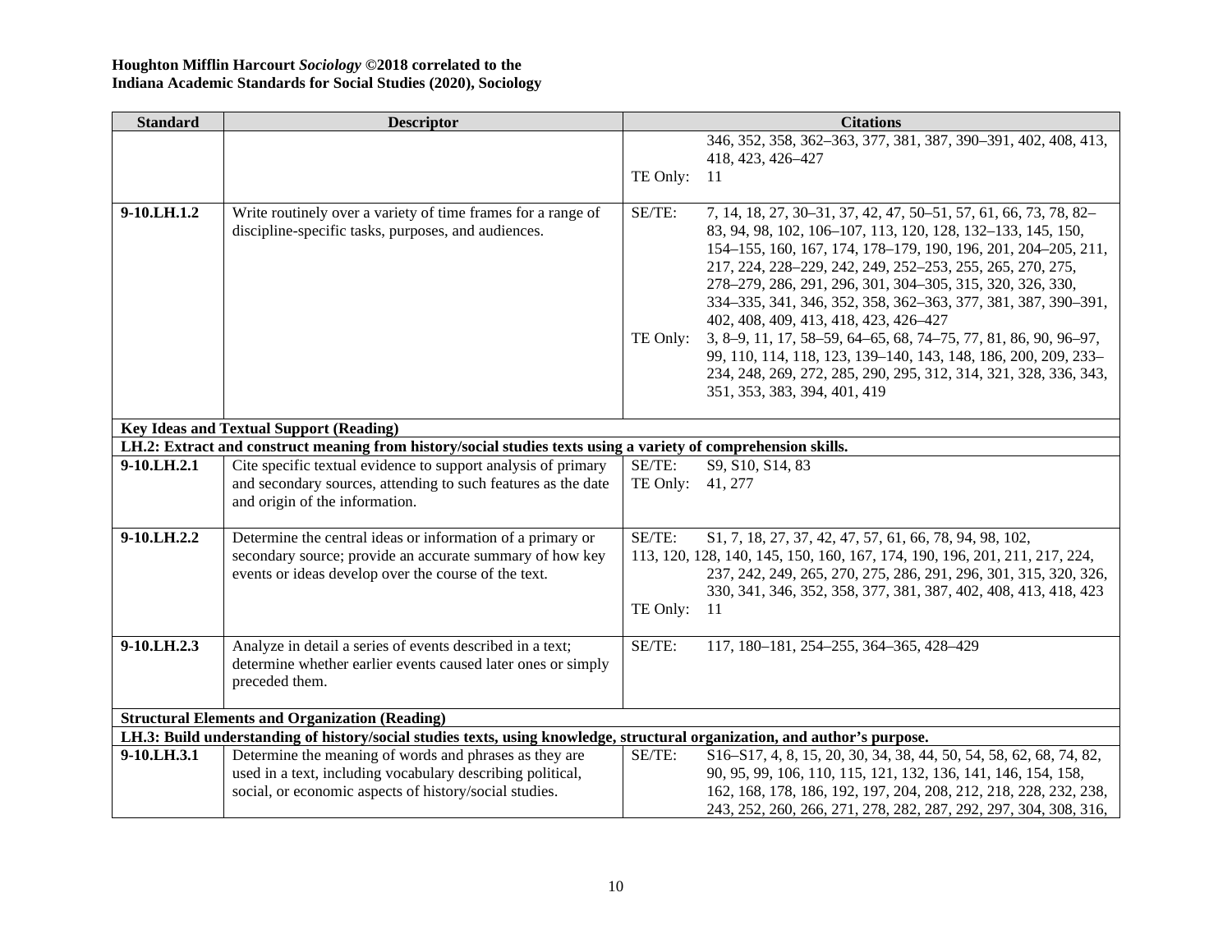**Houghton Mifflin Harcourt *Sociology* ©2018 correlated to the**
**Indiana Academic Standards for Social Studies (2020), Sociology**

| Standard | Descriptor | Citations |
|---|---|---|
| | | 346, 352, 358, 362–363, 377, 381, 387, 390–391, 402, 408, 413, 418, 423, 426–427<br>TE Only: 11 |
| **9-10.LH.1.2** | Write routinely over a variety of time frames for a range of discipline-specific tasks, purposes, and audiences. | SE/TE: 7, 14, 18, 27, 30–31, 37, 42, 47, 50–51, 57, 61, 66, 73, 78, 82–83, 94, 98, 102, 106–107, 113, 120, 128, 132–133, 145, 150, 154–155, 160, 167, 174, 178–179, 190, 196, 201, 204–205, 211, 217, 224, 228–229, 242, 249, 252–253, 255, 265, 270, 275, 278–279, 286, 291, 296, 301, 304–305, 315, 320, 326, 330, 334–335, 341, 346, 352, 358, 362–363, 377, 381, 387, 390–391, 402, 408, 409, 413, 418, 423, 426–427<br>TE Only: 3, 8–9, 11, 17, 58–59, 64–65, 68, 74–75, 77, 81, 86, 90, 96–97, 99, 110, 114, 118, 123, 139–140, 143, 148, 186, 200, 209, 233–234, 248, 269, 272, 285, 290, 295, 312, 314, 321, 328, 336, 343, 351, 353, 383, 394, 401, 419 |
| **Key Ideas and Textual Support (Reading)** | | |
| **LH.2: Extract and construct meaning from history/social studies texts using a variety of comprehension skills.** | | |
| **9-10.LH.2.1** | Cite specific textual evidence to support analysis of primary and secondary sources, attending to such features as the date and origin of the information. | SE/TE: S9, S10, S14, 83<br>TE Only: 41, 277 |
| **9-10.LH.2.2** | Determine the central ideas or information of a primary or secondary source; provide an accurate summary of how key events or ideas develop over the course of the text. | SE/TE: S1, 7, 18, 27, 37, 42, 47, 57, 61, 66, 78, 94, 98, 102, 113, 120, 128, 140, 145, 150, 160, 167, 174, 190, 196, 201, 211, 217, 224, 237, 242, 249, 265, 270, 275, 286, 291, 296, 301, 315, 320, 326, 330, 341, 346, 352, 358, 377, 381, 387, 402, 408, 413, 418, 423<br>TE Only: 11 |
| **9-10.LH.2.3** | Analyze in detail a series of events described in a text; determine whether earlier events caused later ones or simply preceded them. | SE/TE: 117, 180–181, 254–255, 364–365, 428–429 |
| **Structural Elements and Organization (Reading)** | | |
| **LH.3: Build understanding of history/social studies texts, using knowledge, structural organization, and author's purpose.** | | |
| **9-10.LH.3.1** | Determine the meaning of words and phrases as they are used in a text, including vocabulary describing political, social, or economic aspects of history/social studies. | SE/TE: S16–S17, 4, 8, 15, 20, 30, 34, 38, 44, 50, 54, 58, 62, 68, 74, 82, 90, 95, 99, 106, 110, 115, 121, 132, 136, 141, 146, 154, 158, 162, 168, 178, 186, 192, 197, 204, 208, 212, 218, 228, 232, 238, 243, 252, 260, 266, 271, 278, 282, 287, 292, 297, 304, 308, 316, |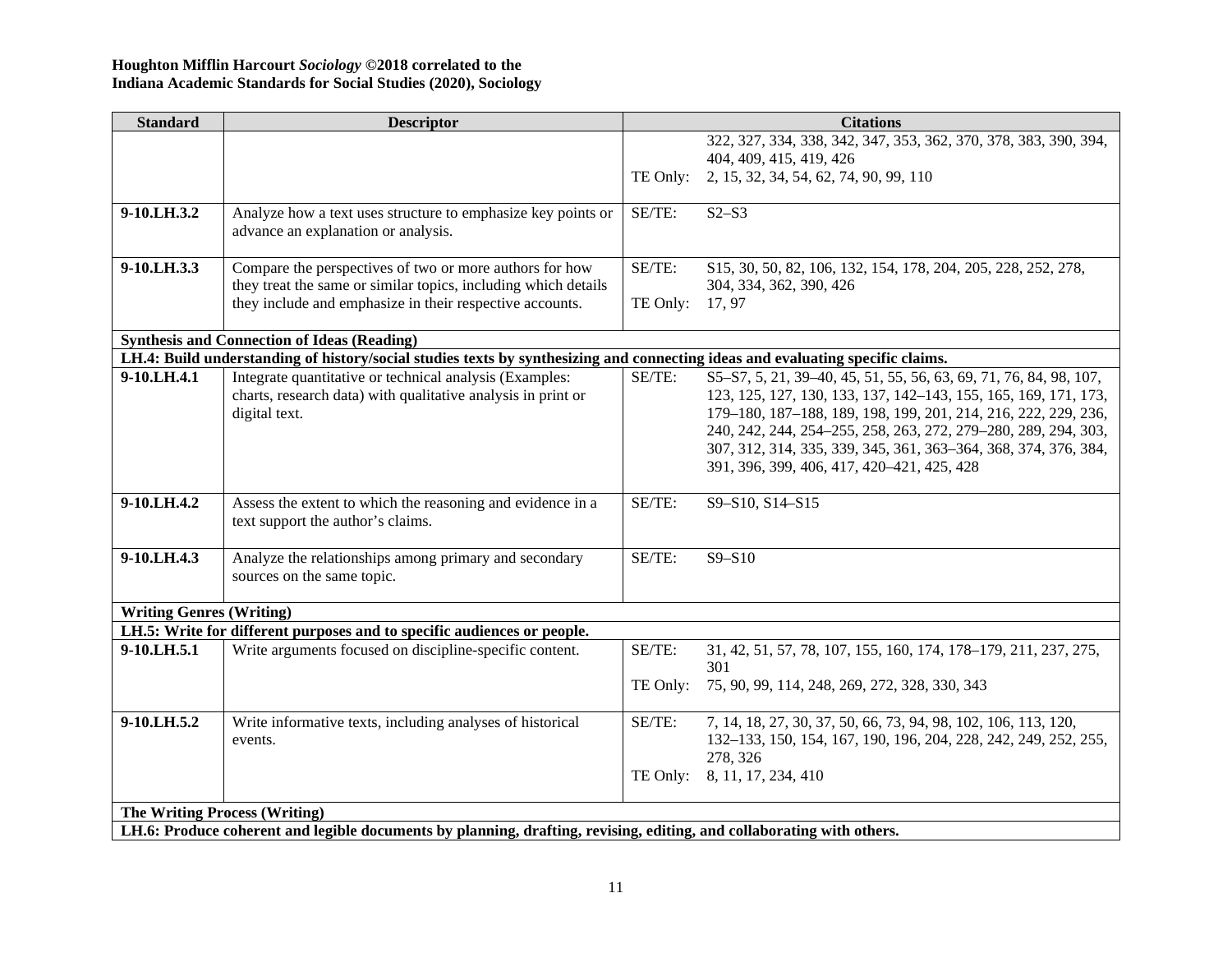**Houghton Mifflin Harcourt *Sociology* ©2018 correlated to the**
**Indiana Academic Standards for Social Studies (2020), Sociology**

| Standard | Descriptor | Citations | |
|---|---|---|---|
| | | | 322, 327, 334, 338, 342, 347, 353, 362, 370, 378, 383, 390, 394, 404, 409, 415, 419, 426 |
| | | TE Only: | 2, 15, 32, 34, 54, 62, 74, 90, 99, 110 |
| **9-10.LH.3.2** | Analyze how a text uses structure to emphasize key points or advance an explanation or analysis. | SE/TE: | S2–S3 |
| **9-10.LH.3.3** | Compare the perspectives of two or more authors for how they treat the same or similar topics, including which details they include and emphasize in their respective accounts. | SE/TE: | S15, 30, 50, 82, 106, 132, 154, 178, 204, 205, 228, 252, 278, 304, 334, 362, 390, 426 |
| | | TE Only: | 17, 97 |
| **Synthesis and Connection of Ideas (Reading)** | | | |
| **LH.4: Build understanding of history/social studies texts by synthesizing and connecting ideas and evaluating specific claims.** | | | |
| **9-10.LH.4.1** | Integrate quantitative or technical analysis (Examples: charts, research data) with qualitative analysis in print or digital text. | SE/TE: | S5–S7, 5, 21, 39–40, 45, 51, 55, 56, 63, 69, 71, 76, 84, 98, 107, 123, 125, 127, 130, 133, 137, 142–143, 155, 165, 169, 171, 173, 179–180, 187–188, 189, 198, 199, 201, 214, 216, 222, 229, 236, 240, 242, 244, 254–255, 258, 263, 272, 279–280, 289, 294, 303, 307, 312, 314, 335, 339, 345, 361, 363–364, 368, 374, 376, 384, 391, 396, 399, 406, 417, 420–421, 425, 428 |
| **9-10.LH.4.2** | Assess the extent to which the reasoning and evidence in a text support the author's claims. | SE/TE: | S9–S10, S14–S15 |
| **9-10.LH.4.3** | Analyze the relationships among primary and secondary sources on the same topic. | SE/TE: | S9–S10 |
| **Writing Genres (Writing)** | | | |
| **LH.5: Write for different purposes and to specific audiences or people.** | | | |
| **9-10.LH.5.1** | Write arguments focused on discipline-specific content. | SE/TE: | 31, 42, 51, 57, 78, 107, 155, 160, 174, 178–179, 211, 237, 275, 301 |
| | | TE Only: | 75, 90, 99, 114, 248, 269, 272, 328, 330, 343 |
| **9-10.LH.5.2** | Write informative texts, including analyses of historical events. | SE/TE: | 7, 14, 18, 27, 30, 37, 50, 66, 73, 94, 98, 102, 106, 113, 120, 132–133, 150, 154, 167, 190, 196, 204, 228, 242, 249, 252, 255, 278, 326 |
| | | TE Only: | 8, 11, 17, 234, 410 |
| **The Writing Process (Writing)** | | | |
| **LH.6: Produce coherent and legible documents by planning, drafting, revising, editing, and collaborating with others.** | | | |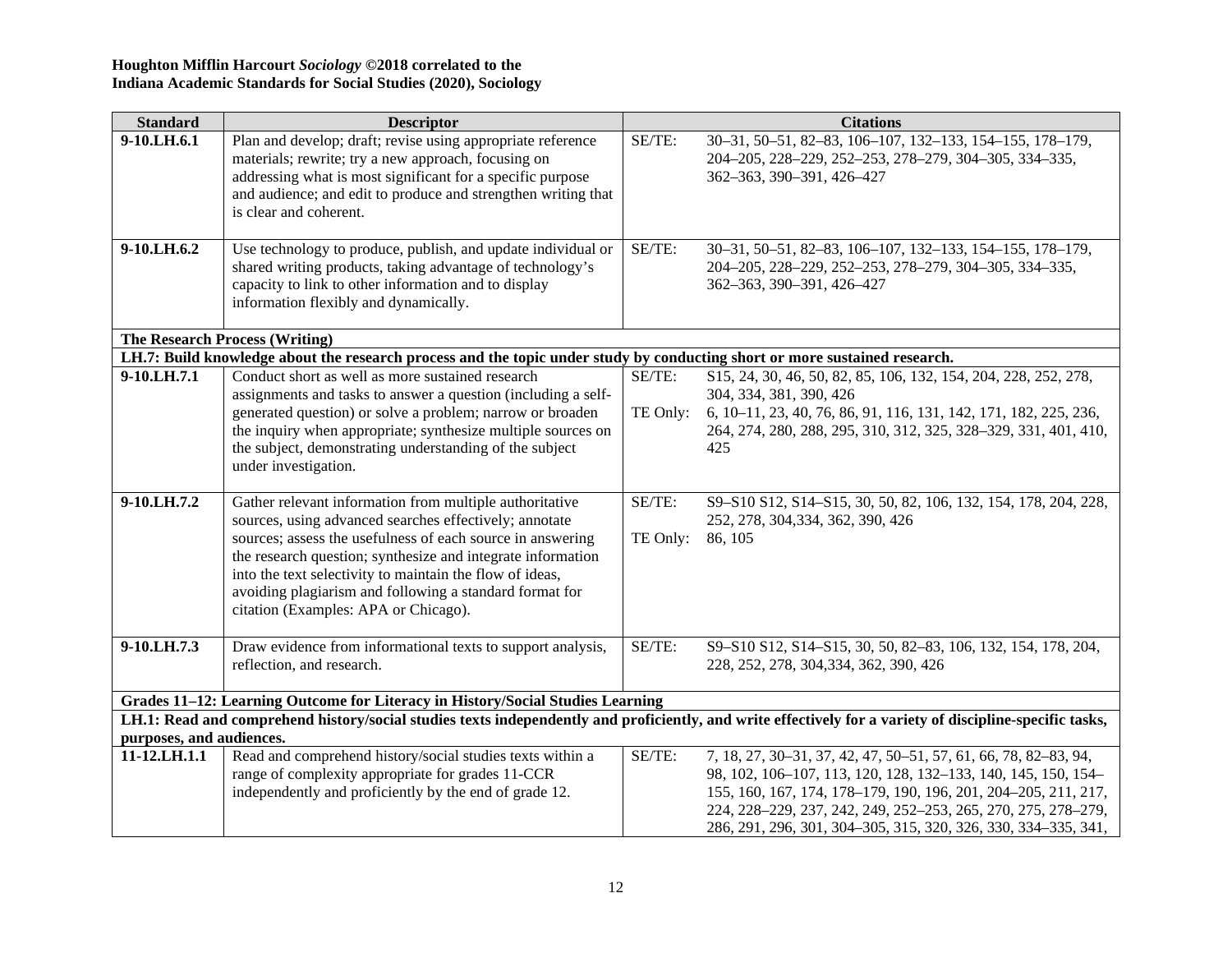**Houghton Mifflin Harcourt *Sociology* ©2018 correlated to the**
**Indiana Academic Standards for Social Studies (2020), Sociology**

| Standard | Descriptor | Citations | |
|---|---|---|---|
| **9-10.LH.6.1** | Plan and develop; draft; revise using appropriate reference materials; rewrite; try a new approach, focusing on addressing what is most significant for a specific purpose and audience; and edit to produce and strengthen writing that is clear and coherent. | SE/TE: | 30–31, 50–51, 82–83, 106–107, 132–133, 154–155, 178–179, 204–205, 228–229, 252–253, 278–279, 304–305, 334–335, 362–363, 390–391, 426–427 |
| **9-10.LH.6.2** | Use technology to produce, publish, and update individual or shared writing products, taking advantage of technology's capacity to link to other information and to display information flexibly and dynamically. | SE/TE: | 30–31, 50–51, 82–83, 106–107, 132–133, 154–155, 178–179, 204–205, 228–229, 252–253, 278–279, 304–305, 334–335, 362–363, 390–391, 426–427 |
| **The Research Process (Writing)** | | | |
| **LH.7: Build knowledge about the research process and the topic under study by conducting short or more sustained research.** | | | |
| **9-10.LH.7.1** | Conduct short as well as more sustained research assignments and tasks to answer a question (including a self-generated question) or solve a problem; narrow or broaden the inquiry when appropriate; synthesize multiple sources on the subject, demonstrating understanding of the subject under investigation. | SE/TE:<br><br>TE Only: | S15, 24, 30, 46, 50, 82, 85, 106, 132, 154, 204, 228, 252, 278, 304, 334, 381, 390, 426<br><br>6, 10–11, 23, 40, 76, 86, 91, 116, 131, 142, 171, 182, 225, 236, 264, 274, 280, 288, 295, 310, 312, 325, 328–329, 331, 401, 410, 425 |
| **9-10.LH.7.2** | Gather relevant information from multiple authoritative sources, using advanced searches effectively; annotate sources; assess the usefulness of each source in answering the research question; synthesize and integrate information into the text selectivity to maintain the flow of ideas, avoiding plagiarism and following a standard format for citation (Examples: APA or Chicago). | SE/TE:<br><br>TE Only: | S9–S10 S12, S14–S15, 30, 50, 82, 106, 132, 154, 178, 204, 228, 252, 278, 304,334, 362, 390, 426<br><br>86, 105 |
| **9-10.LH.7.3** | Draw evidence from informational texts to support analysis, reflection, and research. | SE/TE: | S9–S10 S12, S14–S15, 30, 50, 82–83, 106, 132, 154, 178, 204, 228, 252, 278, 304,334, 362, 390, 426 |
| **Grades 11–12: Learning Outcome for Literacy in History/Social Studies Learning** | | | |
| **LH.1: Read and comprehend history/social studies texts independently and proficiently, and write effectively for a variety of discipline-specific tasks, purposes, and audiences.** | | | |
| **11-12.LH.1.1** | Read and comprehend history/social studies texts within a range of complexity appropriate for grades 11-CCR independently and proficiently by the end of grade 12. | SE/TE: | 7, 18, 27, 30–31, 37, 42, 47, 50–51, 57, 61, 66, 78, 82–83, 94, 98, 102, 106–107, 113, 120, 128, 132–133, 140, 145, 150, 154–155, 160, 167, 174, 178–179, 190, 196, 201, 204–205, 211, 217, 224, 228–229, 237, 242, 249, 252–253, 265, 270, 275, 278–279, 286, 291, 296, 301, 304–305, 315, 320, 326, 330, 334–335, 341, |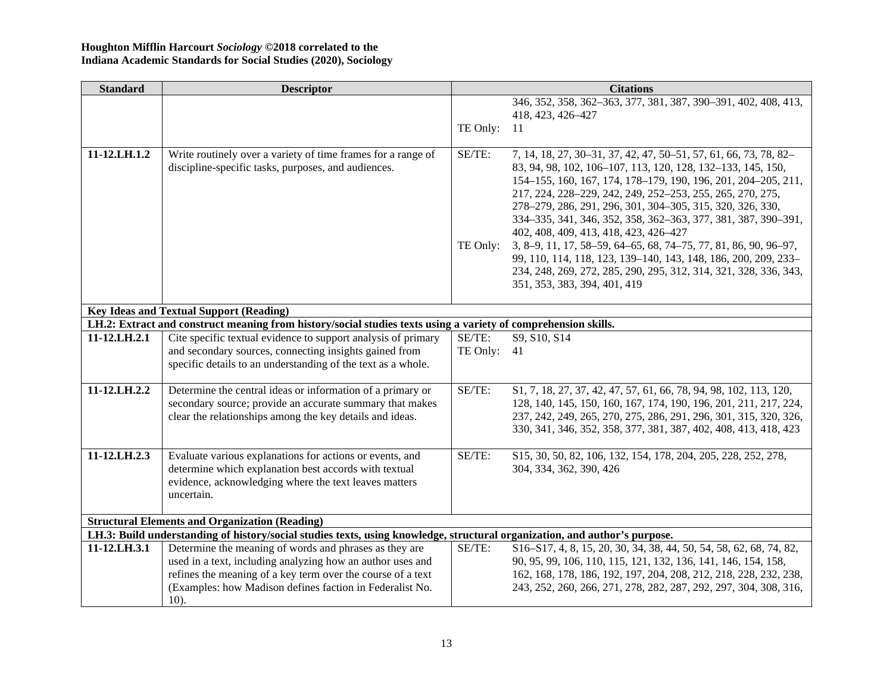**Houghton Mifflin Harcourt *Sociology* ©2018 correlated to the**
**Indiana Academic Standards for Social Studies (2020), Sociology**

| Standard | Descriptor | Citations | |
|---|---|---|---|
| | | | 346, 352, 358, 362–363, 377, 381, 387, 390–391, 402, 408, 413, 418, 423, 426–427 |
| | | TE Only: | 11 |
| 11-12.LH.1.2 | Write routinely over a variety of time frames for a range of discipline-specific tasks, purposes, and audiences. | SE/TE: | 7, 14, 18, 27, 30–31, 37, 42, 47, 50–51, 57, 61, 66, 73, 78, 82–83, 94, 98, 102, 106–107, 113, 120, 128, 132–133, 145, 150, 154–155, 160, 167, 174, 178–179, 190, 196, 201, 204–205, 211, 217, 224, 228–229, 242, 249, 252–253, 255, 265, 270, 275, 278–279, 286, 291, 296, 301, 304–305, 315, 320, 326, 330, 334–335, 341, 346, 352, 358, 362–363, 377, 381, 387, 390–391, 402, 408, 409, 413, 418, 423, 426–427 |
| | | TE Only: | 3, 8–9, 11, 17, 58–59, 64–65, 68, 74–75, 77, 81, 86, 90, 96–97, 99, 110, 114, 118, 123, 139–140, 143, 148, 186, 200, 209, 233–234, 248, 269, 272, 285, 290, 295, 312, 314, 321, 328, 336, 343, 351, 353, 383, 394, 401, 419 |
| **Key Ideas and Textual Support (Reading)** | | | |
| **LH.2: Extract and construct meaning from history/social studies texts using a variety of comprehension skills.** | | | |
| 11-12.LH.2.1 | Cite specific textual evidence to support analysis of primary and secondary sources, connecting insights gained from specific details to an understanding of the text as a whole. | SE/TE: | S9, S10, S14 |
| | | TE Only: | 41 |
| 11-12.LH.2.2 | Determine the central ideas or information of a primary or secondary source; provide an accurate summary that makes clear the relationships among the key details and ideas. | SE/TE: | S1, 7, 18, 27, 37, 42, 47, 57, 61, 66, 78, 94, 98, 102, 113, 120, 128, 140, 145, 150, 160, 167, 174, 190, 196, 201, 211, 217, 224, 237, 242, 249, 265, 270, 275, 286, 291, 296, 301, 315, 320, 326, 330, 341, 346, 352, 358, 377, 381, 387, 402, 408, 413, 418, 423 |
| 11-12.LH.2.3 | Evaluate various explanations for actions or events, and determine which explanation best accords with textual evidence, acknowledging where the text leaves matters uncertain. | SE/TE: | S15, 30, 50, 82, 106, 132, 154, 178, 204, 205, 228, 252, 278, 304, 334, 362, 390, 426 |
| **Structural Elements and Organization (Reading)** | | | |
| **LH.3: Build understanding of history/social studies texts, using knowledge, structural organization, and author's purpose.** | | | |
| 11-12.LH.3.1 | Determine the meaning of words and phrases as they are used in a text, including analyzing how an author uses and refines the meaning of a key term over the course of a text (Examples: how Madison defines faction in Federalist No. 10). | SE/TE: | S16–S17, 4, 8, 15, 20, 30, 34, 38, 44, 50, 54, 58, 62, 68, 74, 82, 90, 95, 99, 106, 110, 115, 121, 132, 136, 141, 146, 154, 158, 162, 168, 178, 186, 192, 197, 204, 208, 212, 218, 228, 232, 238, 243, 252, 260, 266, 271, 278, 282, 287, 292, 297, 304, 308, 316, |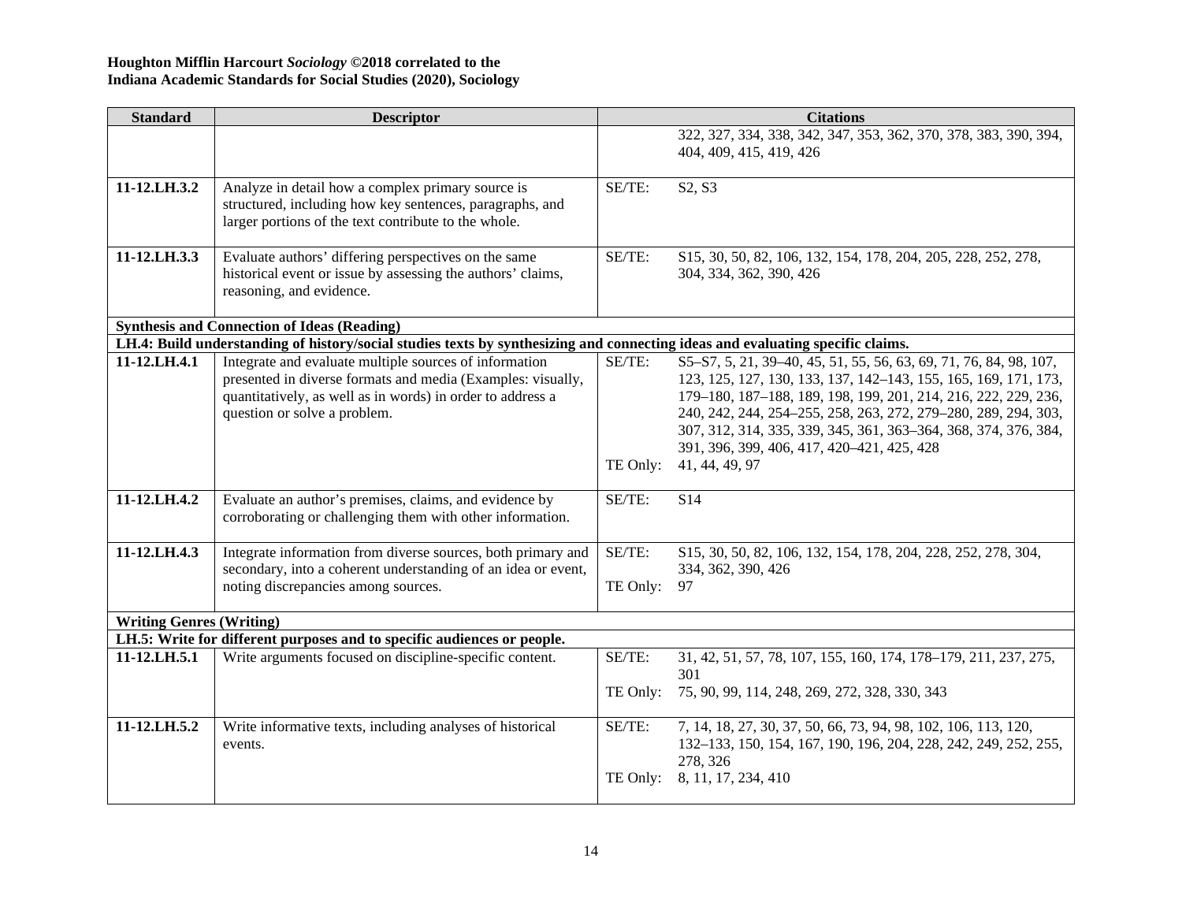**Houghton Mifflin Harcourt *Sociology* ©2018 correlated to the**
**Indiana Academic Standards for Social Studies (2020), Sociology**

| Standard | Descriptor | Citations |
|---|---|---|
| | | 322, 327, 334, 338, 342, 347, 353, 362, 370, 378, 383, 390, 394, 404, 409, 415, 419, 426 |
| **11-12.LH.3.2** | Analyze in detail how a complex primary source is structured, including how key sentences, paragraphs, and larger portions of the text contribute to the whole. | SE/TE: S2, S3 |
| **11-12.LH.3.3** | Evaluate authors' differing perspectives on the same historical event or issue by assessing the authors' claims, reasoning, and evidence. | SE/TE: S15, 30, 50, 82, 106, 132, 154, 178, 204, 205, 228, 252, 278, 304, 334, 362, 390, 426 |
| **Synthesis and Connection of Ideas (Reading)** | | |
| **LH.4: Build understanding of history/social studies texts by synthesizing and connecting ideas and evaluating specific claims.** | | |
| **11-12.LH.4.1** | Integrate and evaluate multiple sources of information presented in diverse formats and media (Examples: visually, quantitatively, as well as in words) in order to address a question or solve a problem. | SE/TE: S5–S7, 5, 21, 39–40, 45, 51, 55, 56, 63, 69, 71, 76, 84, 98, 107, 123, 125, 127, 130, 133, 137, 142–143, 155, 165, 169, 171, 173, 179–180, 187–188, 189, 198, 199, 201, 214, 216, 222, 229, 236, 240, 242, 244, 254–255, 258, 263, 272, 279–280, 289, 294, 303, 307, 312, 314, 335, 339, 345, 361, 363–364, 368, 374, 376, 384, 391, 396, 399, 406, 417, 420–421, 425, 428<br>TE Only: 41, 44, 49, 97 |
| **11-12.LH.4.2** | Evaluate an author's premises, claims, and evidence by corroborating or challenging them with other information. | SE/TE: S14 |
| **11-12.LH.4.3** | Integrate information from diverse sources, both primary and secondary, into a coherent understanding of an idea or event, noting discrepancies among sources. | SE/TE: S15, 30, 50, 82, 106, 132, 154, 178, 204, 228, 252, 278, 304, 334, 362, 390, 426<br>TE Only: 97 |
| **Writing Genres (Writing)** | | |
| **LH.5: Write for different purposes and to specific audiences or people.** | | |
| **11-12.LH.5.1** | Write arguments focused on discipline-specific content. | SE/TE: 31, 42, 51, 57, 78, 107, 155, 160, 174, 178–179, 211, 237, 275, 301<br>TE Only: 75, 90, 99, 114, 248, 269, 272, 328, 330, 343 |
| **11-12.LH.5.2** | Write informative texts, including analyses of historical events. | SE/TE: 7, 14, 18, 27, 30, 37, 50, 66, 73, 94, 98, 102, 106, 113, 120, 132–133, 150, 154, 167, 190, 196, 204, 228, 242, 249, 252, 255, 278, 326<br>TE Only: 8, 11, 17, 234, 410 |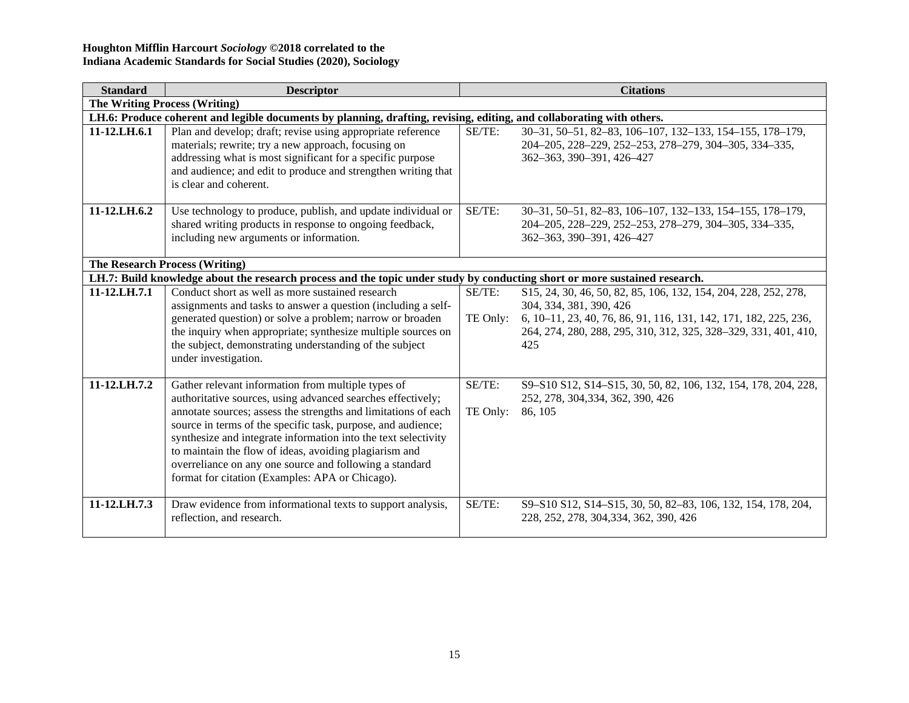**Houghton Mifflin Harcourt *Sociology* ©2018 correlated to the**
**Indiana Academic Standards for Social Studies (2020), Sociology**

| Standard | Descriptor | Citations | |
|---|---|---|---|
| **The Writing Process (Writing)** | | | |
| **LH.6: Produce coherent and legible documents by planning, drafting, revising, editing, and collaborating with others.** | | | |
| **11-12.LH.6.1** | Plan and develop; draft; revise using appropriate reference materials; rewrite; try a new approach, focusing on addressing what is most significant for a specific purpose and audience; and edit to produce and strengthen writing that is clear and coherent. | SE/TE: | 30–31, 50–51, 82–83, 106–107, 132–133, 154–155, 178–179, 204–205, 228–229, 252–253, 278–279, 304–305, 334–335, 362–363, 390–391, 426–427 |
| **11-12.LH.6.2** | Use technology to produce, publish, and update individual or shared writing products in response to ongoing feedback, including new arguments or information. | SE/TE: | 30–31, 50–51, 82–83, 106–107, 132–133, 154–155, 178–179, 204–205, 228–229, 252–253, 278–279, 304–305, 334–335, 362–363, 390–391, 426–427 |
| **The Research Process (Writing)** | | | |
| **LH.7: Build knowledge about the research process and the topic under study by conducting short or more sustained research.** | | | |
| **11-12.LH.7.1** | Conduct short as well as more sustained research assignments and tasks to answer a question (including a self-generated question) or solve a problem; narrow or broaden the inquiry when appropriate; synthesize multiple sources on the subject, demonstrating understanding of the subject under investigation. | SE/TE:<br><br>TE Only: | S15, 24, 30, 46, 50, 82, 85, 106, 132, 154, 204, 228, 252, 278, 304, 334, 381, 390, 426<br>6, 10–11, 23, 40, 76, 86, 91, 116, 131, 142, 171, 182, 225, 236, 264, 274, 280, 288, 295, 310, 312, 325, 328–329, 331, 401, 410, 425 |
| **11-12.LH.7.2** | Gather relevant information from multiple types of authoritative sources, using advanced searches effectively; annotate sources; assess the strengths and limitations of each source in terms of the specific task, purpose, and audience; synthesize and integrate information into the text selectivity to maintain the flow of ideas, avoiding plagiarism and overreliance on any one source and following a standard format for citation (Examples: APA or Chicago). | SE/TE:<br><br>TE Only: | S9–S10 S12, S14–S15, 30, 50, 82, 106, 132, 154, 178, 204, 228, 252, 278, 304,334, 362, 390, 426<br>86, 105 |
| **11-12.LH.7.3** | Draw evidence from informational texts to support analysis, reflection, and research. | SE/TE: | S9–S10 S12, S14–S15, 30, 50, 82–83, 106, 132, 154, 178, 204, 228, 252, 278, 304,334, 362, 390, 426 |